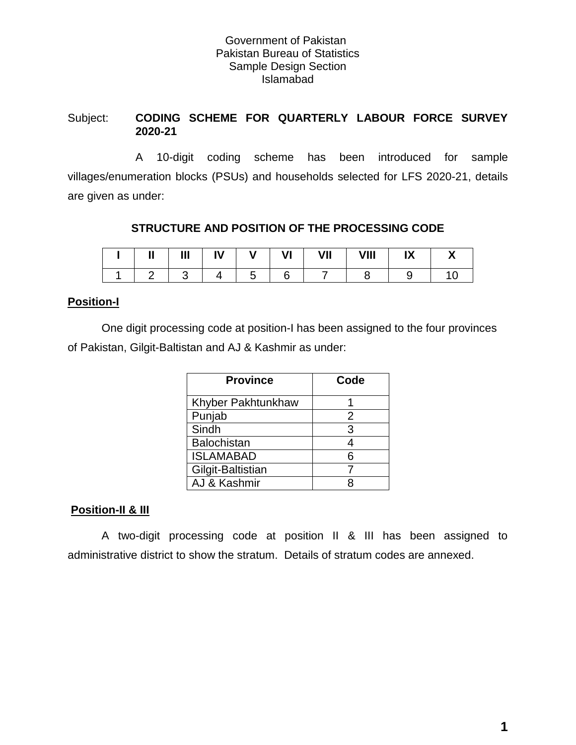Government of Pakistan
Pakistan Bureau of Statistics
Sample Design Section
Islamabad

Subject: **CODING SCHEME FOR QUARTERLY LABOUR FORCE SURVEY 2020-21**

A 10-digit coding scheme has been introduced for sample villages/enumeration blocks (PSUs) and households selected for LFS 2020-21, details are given as under:

## STRUCTURE AND POSITION OF THE PROCESSING CODE

| I | II | III | IV | V | VI | VII | VIII | IX | X |
|---|---|---|---|---|---|---|---|---|---|
| 1 | 2 | 3 | 4 | 5 | 6 | 7 | 8 | 9 | 10 |

### Position-I

One digit processing code at position-I has been assigned to the four provinces of Pakistan, Gilgit-Baltistan and AJ & Kashmir as under:

| Province | Code |
|---|---|
| Khyber Pakhtunkhaw | 1 |
| Punjab | 2 |
| Sindh | 3 |
| Balochistan | 4 |
| ISLAMABAD | 6 |
| Gilgit-Baltistian | 7 |
| AJ & Kashmir | 8 |

### Position-II & III

A two-digit processing code at position II & III has been assigned to administrative district to show the stratum. Details of stratum codes are annexed.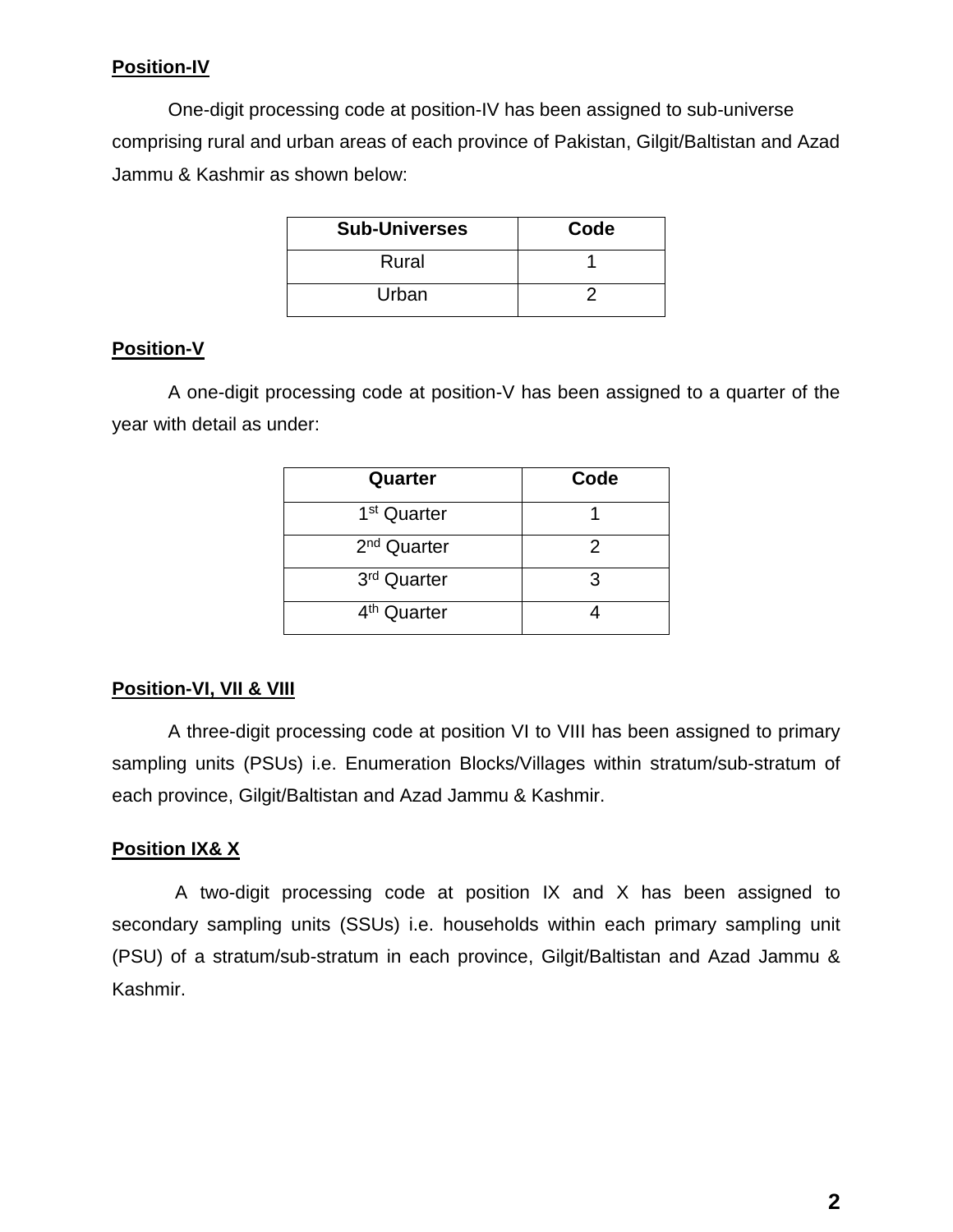**Position-IV**

One-digit processing code at position-IV has been assigned to sub-universe comprising rural and urban areas of each province of Pakistan, Gilgit/Baltistan and Azad Jammu & Kashmir as shown below:

| Sub-Universes | Code |
|---|---|
| Rural | 1 |
| Urban | 2 |

**Position-V**

A one-digit processing code at position-V has been assigned to a quarter of the year with detail as under:

| Quarter | Code |
|---|---|
| 1st Quarter | 1 |
| 2nd Quarter | 2 |
| 3rd Quarter | 3 |
| 4th Quarter | 4 |

**Position-VI, VII & VIII**

A three-digit processing code at position VI to VIII has been assigned to primary sampling units (PSUs) i.e. Enumeration Blocks/Villages within stratum/sub-stratum of each province, Gilgit/Baltistan and Azad Jammu & Kashmir.

**Position IX& X**

A two-digit processing code at position IX and X has been assigned to secondary sampling units (SSUs) i.e. households within each primary sampling unit (PSU) of a stratum/sub-stratum in each province, Gilgit/Baltistan and Azad Jammu & Kashmir.